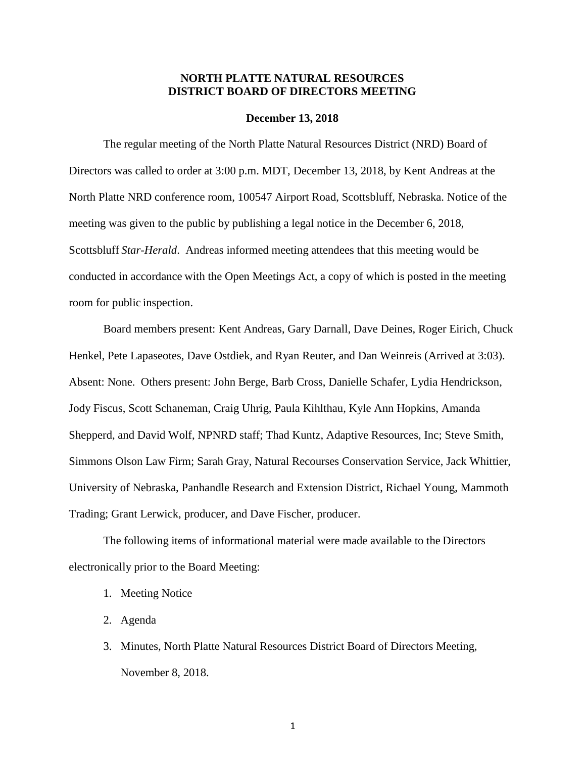# NORTH PLATTE NATURAL RESOURCES DISTRICT BOARD OF DIRECTORS MEETING

**December 13, 2018**

The regular meeting of the North Platte Natural Resources District (NRD) Board of Directors was called to order at 3:00 p.m. MDT, December 13, 2018, by Kent Andreas at the North Platte NRD conference room, 100547 Airport Road, Scottsbluff, Nebraska. Notice of the meeting was given to the public by publishing a legal notice in the December 6, 2018, Scottsbluff *Star-Herald*. Andreas informed meeting attendees that this meeting would be conducted in accordance with the Open Meetings Act, a copy of which is posted in the meeting room for public inspection.

Board members present: Kent Andreas, Gary Darnall, Dave Deines, Roger Eirich, Chuck Henkel, Pete Lapaseotes, Dave Ostdiek, and Ryan Reuter, and Dan Weinreis (Arrived at 3:03). Absent: None. Others present: John Berge, Barb Cross, Danielle Schafer, Lydia Hendrickson, Jody Fiscus, Scott Schaneman, Craig Uhrig, Paula Kihlthau, Kyle Ann Hopkins, Amanda Shepperd, and David Wolf, NPNRD staff; Thad Kuntz, Adaptive Resources, Inc; Steve Smith, Simmons Olson Law Firm; Sarah Gray, Natural Recourses Conservation Service, Jack Whittier, University of Nebraska, Panhandle Research and Extension District, Richael Young, Mammoth Trading; Grant Lerwick, producer, and Dave Fischer, producer.

The following items of informational material were made available to the Directors electronically prior to the Board Meeting:

1. Meeting Notice
2. Agenda
3. Minutes, North Platte Natural Resources District Board of Directors Meeting, November 8, 2018.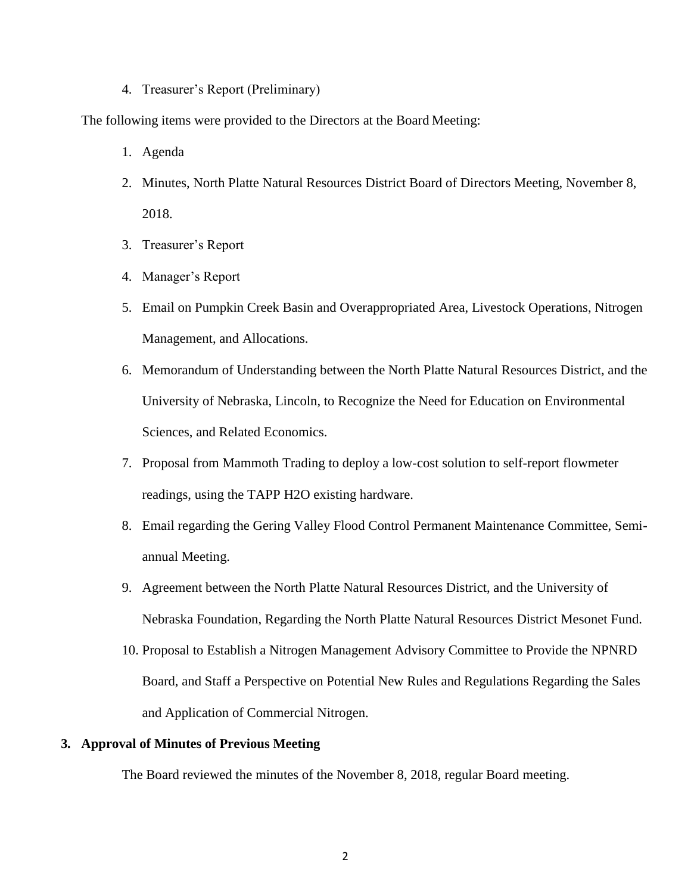4. Treasurer's Report (Preliminary)

The following items were provided to the Directors at the Board Meeting:

1. Agenda
2. Minutes, North Platte Natural Resources District Board of Directors Meeting, November 8, 2018.
3. Treasurer's Report
4. Manager's Report
5. Email on Pumpkin Creek Basin and Overappropriated Area, Livestock Operations, Nitrogen Management, and Allocations.
6. Memorandum of Understanding between the North Platte Natural Resources District, and the University of Nebraska, Lincoln, to Recognize the Need for Education on Environmental Sciences, and Related Economics.
7. Proposal from Mammoth Trading to deploy a low-cost solution to self-report flowmeter readings, using the TAPP H2O existing hardware.
8. Email regarding the Gering Valley Flood Control Permanent Maintenance Committee, Semi-annual Meeting.
9. Agreement between the North Platte Natural Resources District, and the University of Nebraska Foundation, Regarding the North Platte Natural Resources District Mesonet Fund.
10. Proposal to Establish a Nitrogen Management Advisory Committee to Provide the NPNRD Board, and Staff a Perspective on Potential New Rules and Regulations Regarding the Sales and Application of Commercial Nitrogen.

**3. Approval of Minutes of Previous Meeting**

The Board reviewed the minutes of the November 8, 2018, regular Board meeting.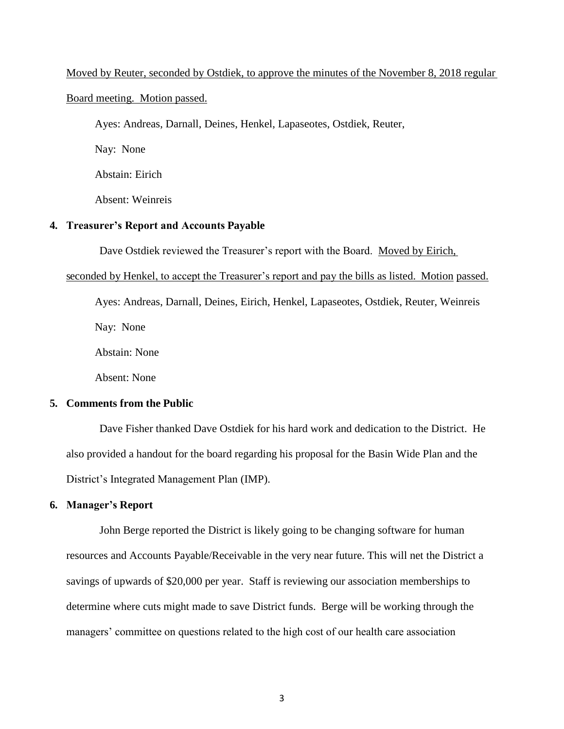Moved by Reuter, seconded by Ostdiek, to approve the minutes of the November 8, 2018 regular Board meeting. Motion passed.

Ayes: Andreas, Darnall, Deines, Henkel, Lapaseotes, Ostdiek, Reuter,

Nay: None

Abstain: Eirich

Absent: Weinreis

**4. Treasurer's Report and Accounts Payable**

Dave Ostdiek reviewed the Treasurer's report with the Board. Moved by Eirich, seconded by Henkel, to accept the Treasurer's report and pay the bills as listed. Motion passed.

Ayes: Andreas, Darnall, Deines, Eirich, Henkel, Lapaseotes, Ostdiek, Reuter, Weinreis

Nay: None

Abstain: None

Absent: None

**5. Comments from the Public**

Dave Fisher thanked Dave Ostdiek for his hard work and dedication to the District. He also provided a handout for the board regarding his proposal for the Basin Wide Plan and the District's Integrated Management Plan (IMP).

**6. Manager's Report**

John Berge reported the District is likely going to be changing software for human resources and Accounts Payable/Receivable in the very near future. This will net the District a savings of upwards of $20,000 per year. Staff is reviewing our association memberships to determine where cuts might made to save District funds. Berge will be working through the managers' committee on questions related to the high cost of our health care association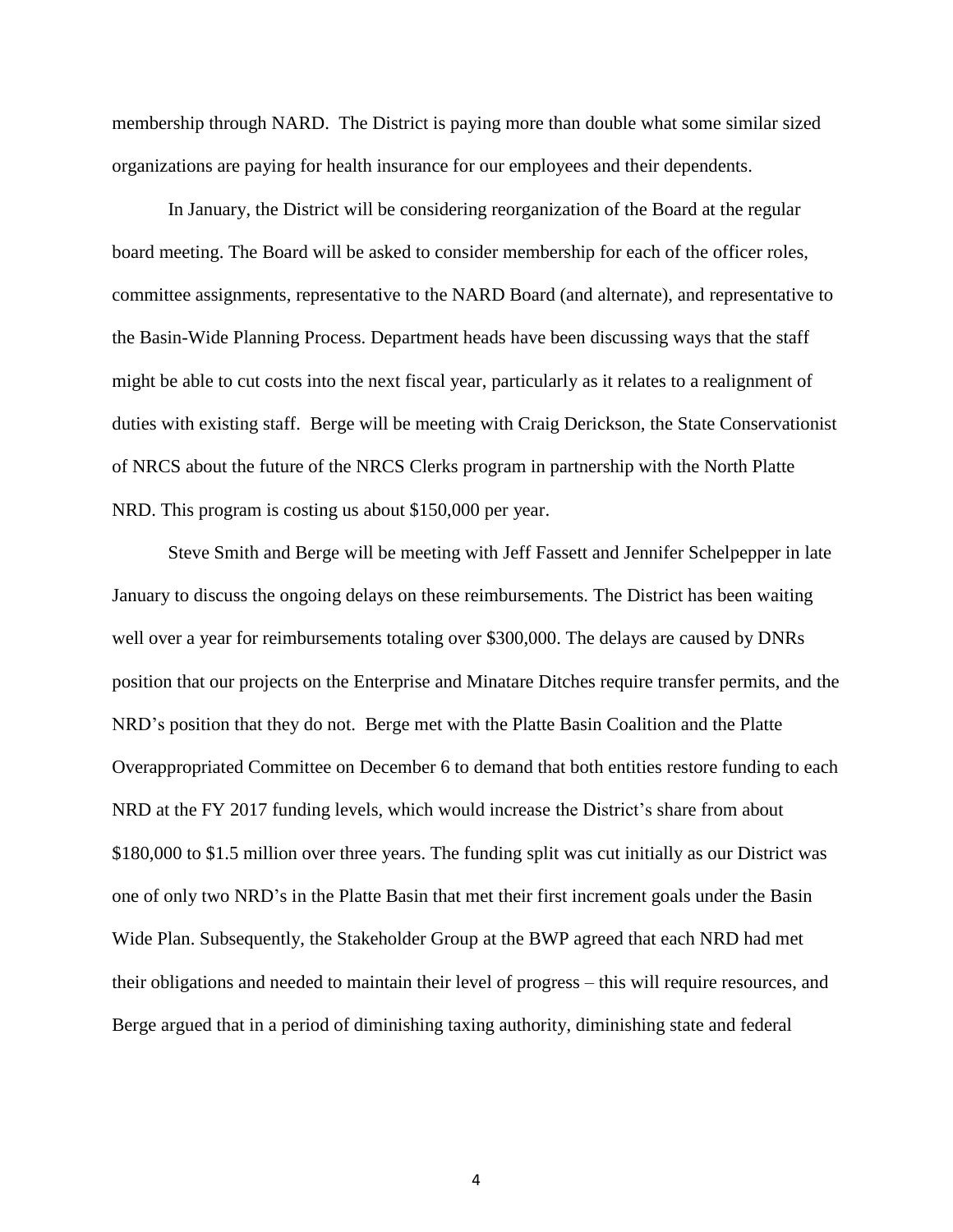membership through NARD. The District is paying more than double what some similar sized organizations are paying for health insurance for our employees and their dependents.

In January, the District will be considering reorganization of the Board at the regular board meeting. The Board will be asked to consider membership for each of the officer roles, committee assignments, representative to the NARD Board (and alternate), and representative to the Basin-Wide Planning Process. Department heads have been discussing ways that the staff might be able to cut costs into the next fiscal year, particularly as it relates to a realignment of duties with existing staff. Berge will be meeting with Craig Derickson, the State Conservationist of NRCS about the future of the NRCS Clerks program in partnership with the North Platte NRD. This program is costing us about $150,000 per year.

Steve Smith and Berge will be meeting with Jeff Fassett and Jennifer Schelpepper in late January to discuss the ongoing delays on these reimbursements. The District has been waiting well over a year for reimbursements totaling over $300,000. The delays are caused by DNRs position that our projects on the Enterprise and Minatare Ditches require transfer permits, and the NRD's position that they do not. Berge met with the Platte Basin Coalition and the Platte Overappropriated Committee on December 6 to demand that both entities restore funding to each NRD at the FY 2017 funding levels, which would increase the District's share from about $180,000 to $1.5 million over three years. The funding split was cut initially as our District was one of only two NRD's in the Platte Basin that met their first increment goals under the Basin Wide Plan. Subsequently, the Stakeholder Group at the BWP agreed that each NRD had met their obligations and needed to maintain their level of progress – this will require resources, and Berge argued that in a period of diminishing taxing authority, diminishing state and federal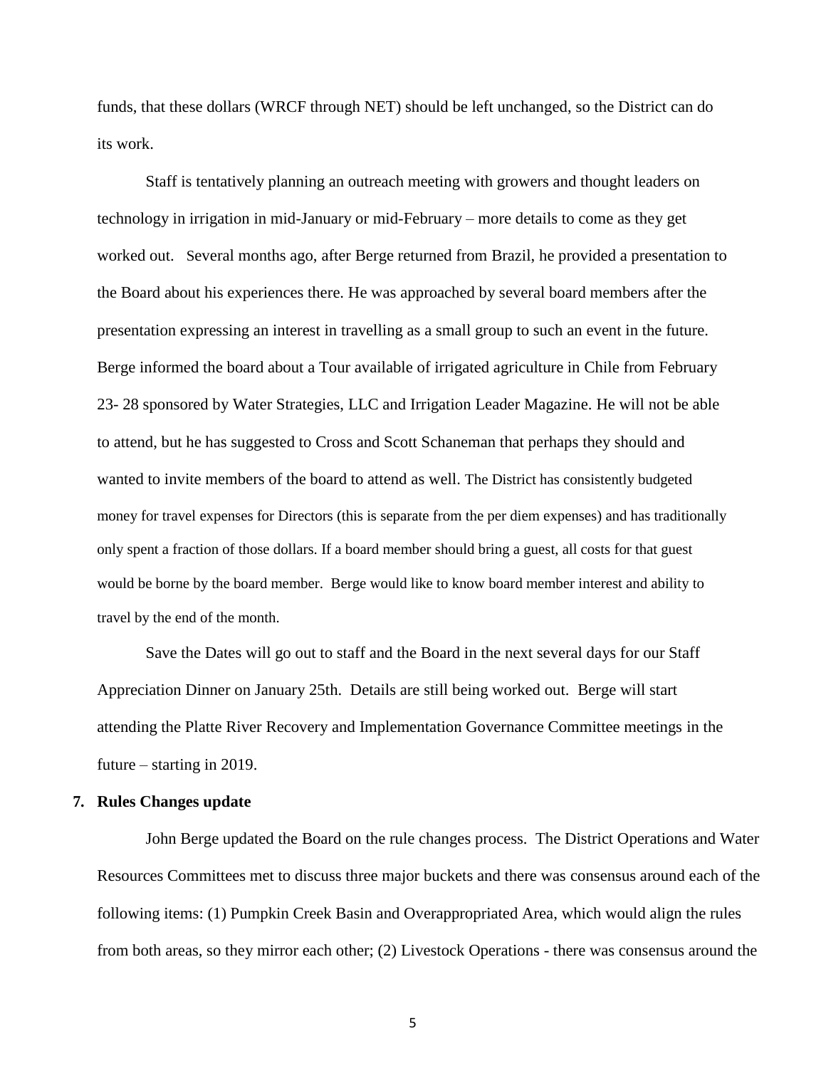funds, that these dollars (WRCF through NET) should be left unchanged, so the District can do its work.

Staff is tentatively planning an outreach meeting with growers and thought leaders on technology in irrigation in mid-January or mid-February – more details to come as they get worked out. Several months ago, after Berge returned from Brazil, he provided a presentation to the Board about his experiences there. He was approached by several board members after the presentation expressing an interest in travelling as a small group to such an event in the future. Berge informed the board about a Tour available of irrigated agriculture in Chile from February 23- 28 sponsored by Water Strategies, LLC and Irrigation Leader Magazine. He will not be able to attend, but he has suggested to Cross and Scott Schaneman that perhaps they should and wanted to invite members of the board to attend as well. The District has consistently budgeted money for travel expenses for Directors (this is separate from the per diem expenses) and has traditionally only spent a fraction of those dollars. If a board member should bring a guest, all costs for that guest would be borne by the board member. Berge would like to know board member interest and ability to travel by the end of the month.

Save the Dates will go out to staff and the Board in the next several days for our Staff Appreciation Dinner on January 25th. Details are still being worked out. Berge will start attending the Platte River Recovery and Implementation Governance Committee meetings in the future – starting in 2019.

**7. Rules Changes update**

John Berge updated the Board on the rule changes process. The District Operations and Water Resources Committees met to discuss three major buckets and there was consensus around each of the following items: (1) Pumpkin Creek Basin and Overappropriated Area, which would align the rules from both areas, so they mirror each other; (2) Livestock Operations - there was consensus around the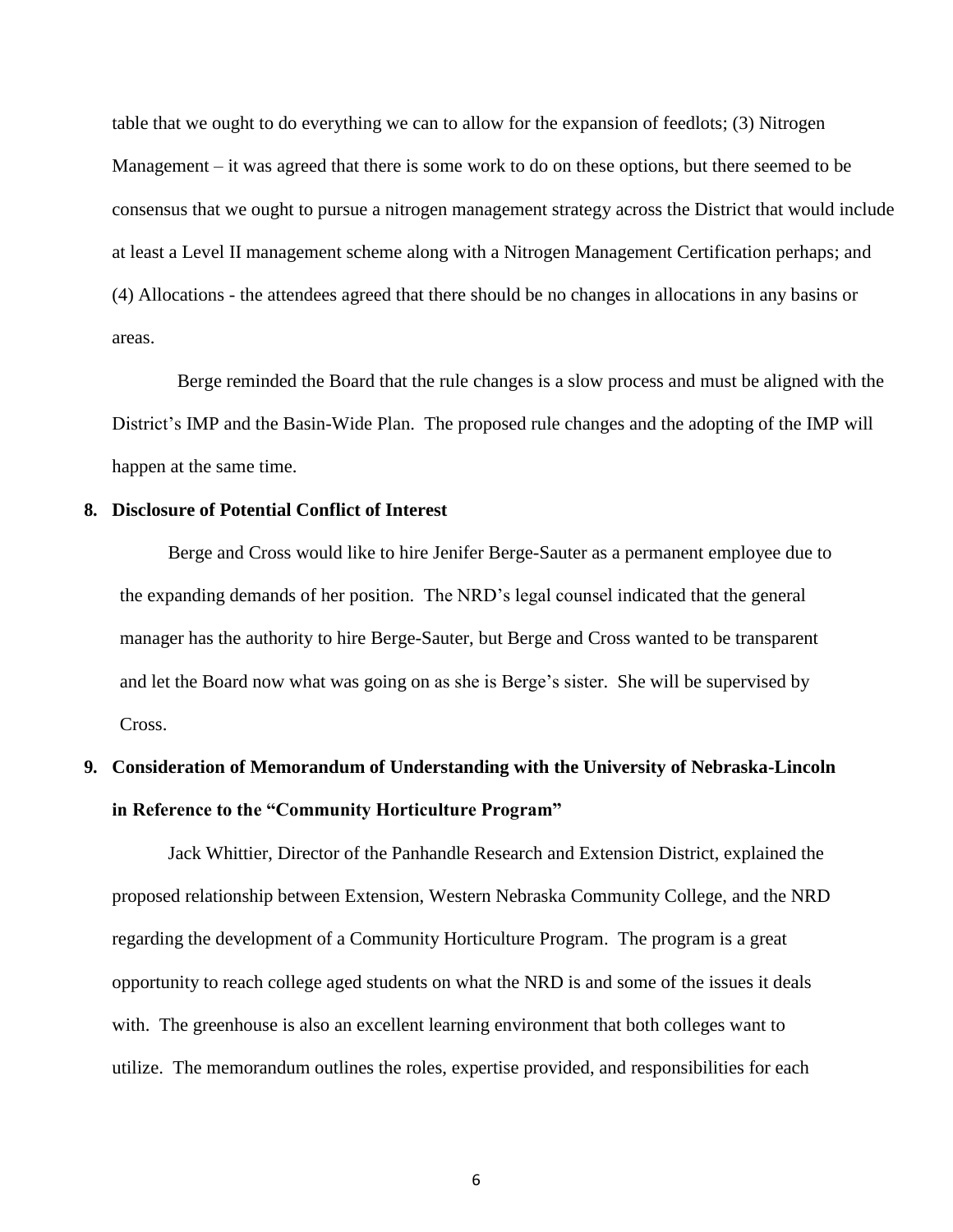table that we ought to do everything we can to allow for the expansion of feedlots; (3) Nitrogen Management – it was agreed that there is some work to do on these options, but there seemed to be consensus that we ought to pursue a nitrogen management strategy across the District that would include at least a Level II management scheme along with a Nitrogen Management Certification perhaps; and (4) Allocations - the attendees agreed that there should be no changes in allocations in any basins or areas.

Berge reminded the Board that the rule changes is a slow process and must be aligned with the District's IMP and the Basin-Wide Plan. The proposed rule changes and the adopting of the IMP will happen at the same time.

**8. Disclosure of Potential Conflict of Interest**

Berge and Cross would like to hire Jenifer Berge-Sauter as a permanent employee due to the expanding demands of her position. The NRD's legal counsel indicated that the general manager has the authority to hire Berge-Sauter, but Berge and Cross wanted to be transparent and let the Board now what was going on as she is Berge's sister. She will be supervised by Cross.

**9. Consideration of Memorandum of Understanding with the University of Nebraska-Lincoln in Reference to the "Community Horticulture Program"**

Jack Whittier, Director of the Panhandle Research and Extension District, explained the proposed relationship between Extension, Western Nebraska Community College, and the NRD regarding the development of a Community Horticulture Program. The program is a great opportunity to reach college aged students on what the NRD is and some of the issues it deals with. The greenhouse is also an excellent learning environment that both colleges want to utilize. The memorandum outlines the roles, expertise provided, and responsibilities for each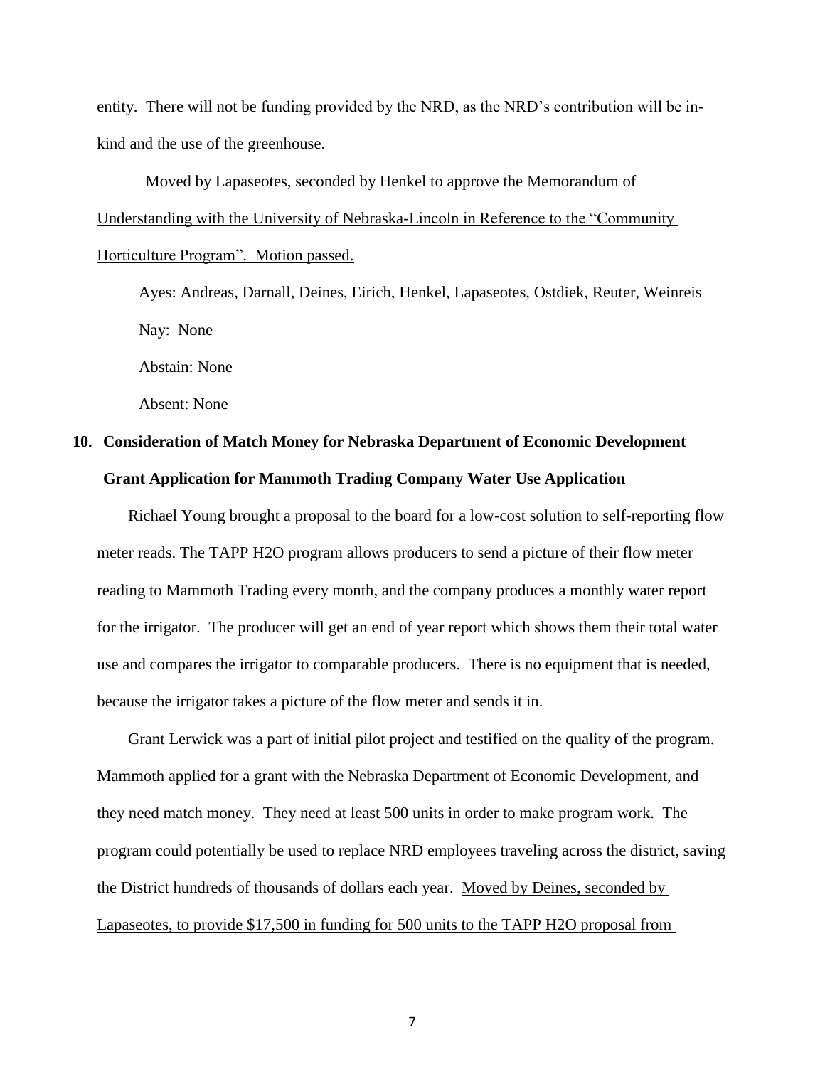entity. There will not be funding provided by the NRD, as the NRD's contribution will be in-kind and the use of the greenhouse.

Moved by Lapaseotes, seconded by Henkel to approve the Memorandum of Understanding with the University of Nebraska-Lincoln in Reference to the "Community Horticulture Program". Motion passed.

Ayes: Andreas, Darnall, Deines, Eirich, Henkel, Lapaseotes, Ostdiek, Reuter, Weinreis

Nay: None

Abstain: None

Absent: None

**10. Consideration of Match Money for Nebraska Department of Economic Development Grant Application for Mammoth Trading Company Water Use Application**

Richael Young brought a proposal to the board for a low-cost solution to self-reporting flow meter reads. The TAPP H2O program allows producers to send a picture of their flow meter reading to Mammoth Trading every month, and the company produces a monthly water report for the irrigator. The producer will get an end of year report which shows them their total water use and compares the irrigator to comparable producers. There is no equipment that is needed, because the irrigator takes a picture of the flow meter and sends it in.

Grant Lerwick was a part of initial pilot project and testified on the quality of the program. Mammoth applied for a grant with the Nebraska Department of Economic Development, and they need match money. They need at least 500 units in order to make program work. The program could potentially be used to replace NRD employees traveling across the district, saving the District hundreds of thousands of dollars each year. Moved by Deines, seconded by Lapaseotes, to provide $17,500 in funding for 500 units to the TAPP H2O proposal from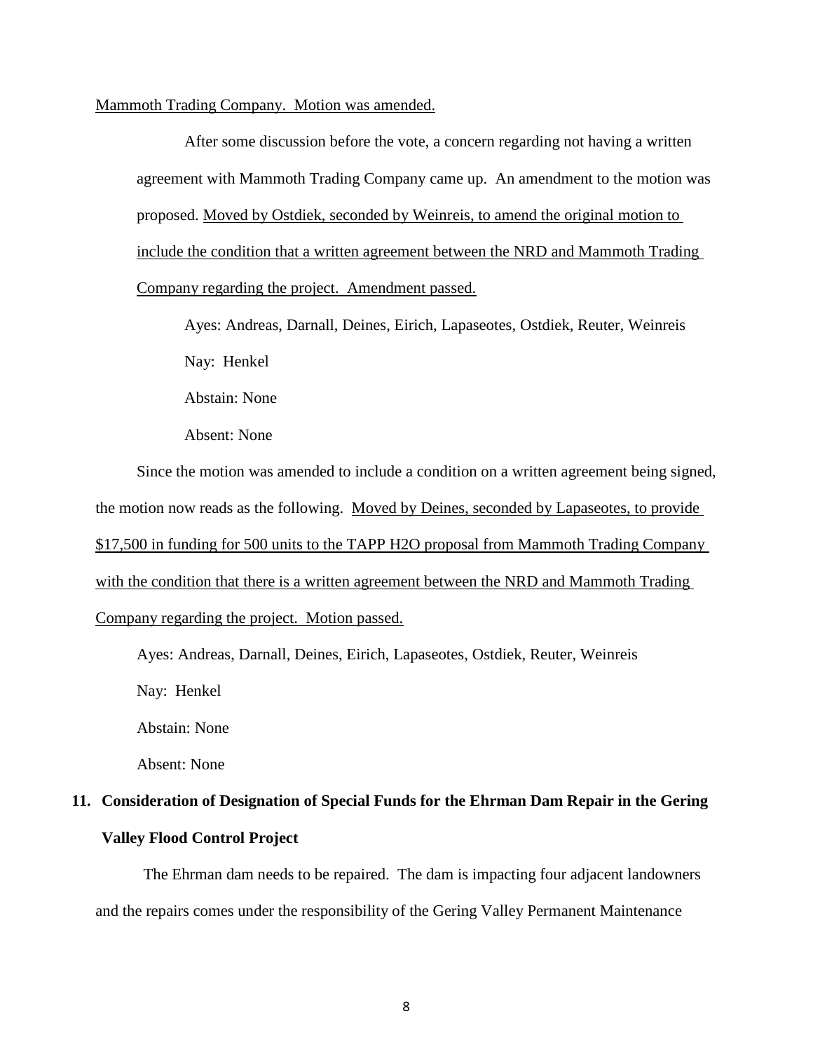Mammoth Trading Company. Motion was amended.

After some discussion before the vote, a concern regarding not having a written agreement with Mammoth Trading Company came up. An amendment to the motion was proposed. Moved by Ostdiek, seconded by Weinreis, to amend the original motion to include the condition that a written agreement between the NRD and Mammoth Trading Company regarding the project. Amendment passed.

Ayes: Andreas, Darnall, Deines, Eirich, Lapaseotes, Ostdiek, Reuter, Weinreis

Nay: Henkel

Abstain: None

Absent: None

Since the motion was amended to include a condition on a written agreement being signed, the motion now reads as the following. Moved by Deines, seconded by Lapaseotes, to provide $17,500 in funding for 500 units to the TAPP H2O proposal from Mammoth Trading Company with the condition that there is a written agreement between the NRD and Mammoth Trading Company regarding the project. Motion passed.

Ayes: Andreas, Darnall, Deines, Eirich, Lapaseotes, Ostdiek, Reuter, Weinreis

Nay: Henkel

Abstain: None

Absent: None

**11. Consideration of Designation of Special Funds for the Ehrman Dam Repair in the Gering Valley Flood Control Project**

The Ehrman dam needs to be repaired. The dam is impacting four adjacent landowners and the repairs comes under the responsibility of the Gering Valley Permanent Maintenance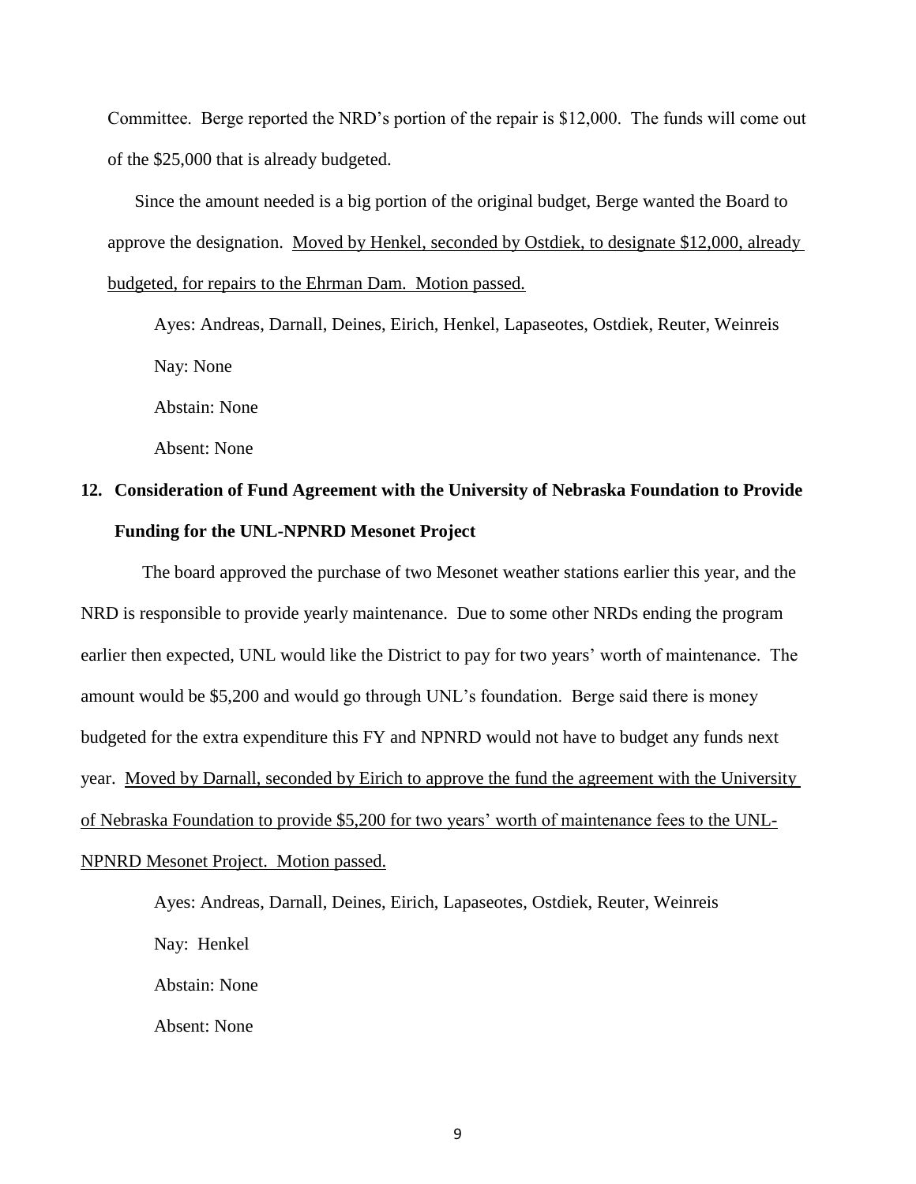Committee. Berge reported the NRD's portion of the repair is $12,000. The funds will come out of the $25,000 that is already budgeted.

Since the amount needed is a big portion of the original budget, Berge wanted the Board to approve the designation. <u>Moved by Henkel, seconded by Ostdiek, to designate $12,000, already budgeted, for repairs to the Ehrman Dam. Motion passed.</u>

Ayes: Andreas, Darnall, Deines, Eirich, Henkel, Lapaseotes, Ostdiek, Reuter, Weinreis

Nay: None

Abstain: None

Absent: None

**12. Consideration of Fund Agreement with the University of Nebraska Foundation to Provide Funding for the UNL-NPNRD Mesonet Project**

The board approved the purchase of two Mesonet weather stations earlier this year, and the NRD is responsible to provide yearly maintenance. Due to some other NRDs ending the program earlier then expected, UNL would like the District to pay for two years' worth of maintenance. The amount would be $5,200 and would go through UNL's foundation. Berge said there is money budgeted for the extra expenditure this FY and NPNRD would not have to budget any funds next year. <u>Moved by Darnall, seconded by Eirich to approve the fund the agreement with the University of Nebraska Foundation to provide $5,200 for two years' worth of maintenance fees to the UNL-NPNRD Mesonet Project. Motion passed.</u>

Ayes: Andreas, Darnall, Deines, Eirich, Lapaseotes, Ostdiek, Reuter, Weinreis

Nay: Henkel

Abstain: None

Absent: None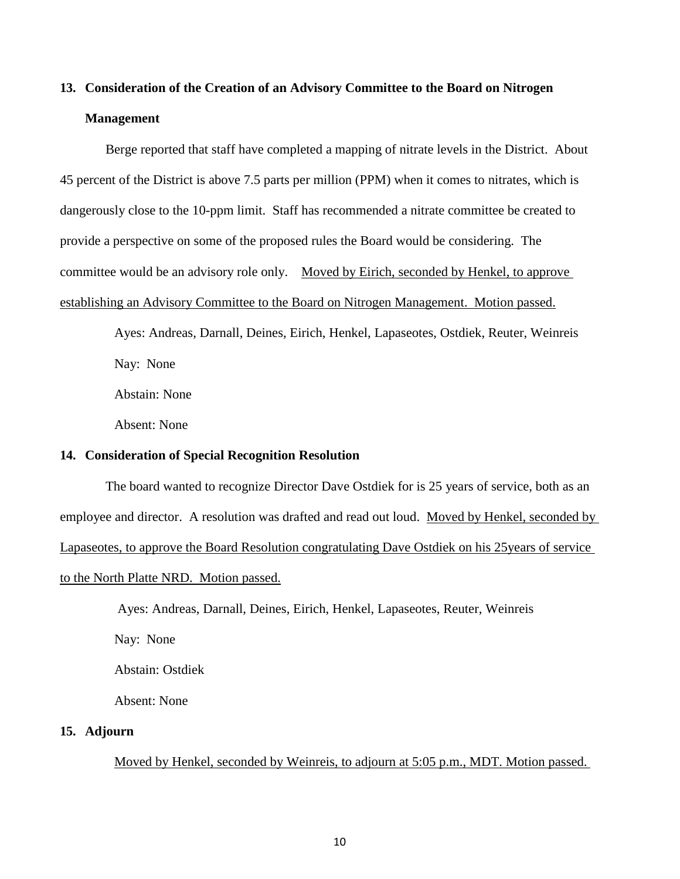## 13. Consideration of the Creation of an Advisory Committee to the Board on Nitrogen Management

Berge reported that staff have completed a mapping of nitrate levels in the District. About 45 percent of the District is above 7.5 parts per million (PPM) when it comes to nitrates, which is dangerously close to the 10-ppm limit. Staff has recommended a nitrate committee be created to provide a perspective on some of the proposed rules the Board would be considering. The committee would be an advisory role only. <u>Moved by Eirich, seconded by Henkel, to approve establishing an Advisory Committee to the Board on Nitrogen Management. Motion passed.</u>

Ayes: Andreas, Darnall, Deines, Eirich, Henkel, Lapaseotes, Ostdiek, Reuter, Weinreis

Nay: None

Abstain: None

Absent: None

## 14. Consideration of Special Recognition Resolution

The board wanted to recognize Director Dave Ostdiek for is 25 years of service, both as an employee and director. A resolution was drafted and read out loud. <u>Moved by Henkel, seconded by Lapaseotes, to approve the Board Resolution congratulating Dave Ostdiek on his 25years of service to the North Platte NRD. Motion passed.</u>

Ayes: Andreas, Darnall, Deines, Eirich, Henkel, Lapaseotes, Reuter, Weinreis

Nay: None

Abstain: Ostdiek

Absent: None

## 15. Adjourn

<u>Moved by Henkel, seconded by Weinreis, to adjourn at 5:05 p.m., MDT. Motion passed.</u>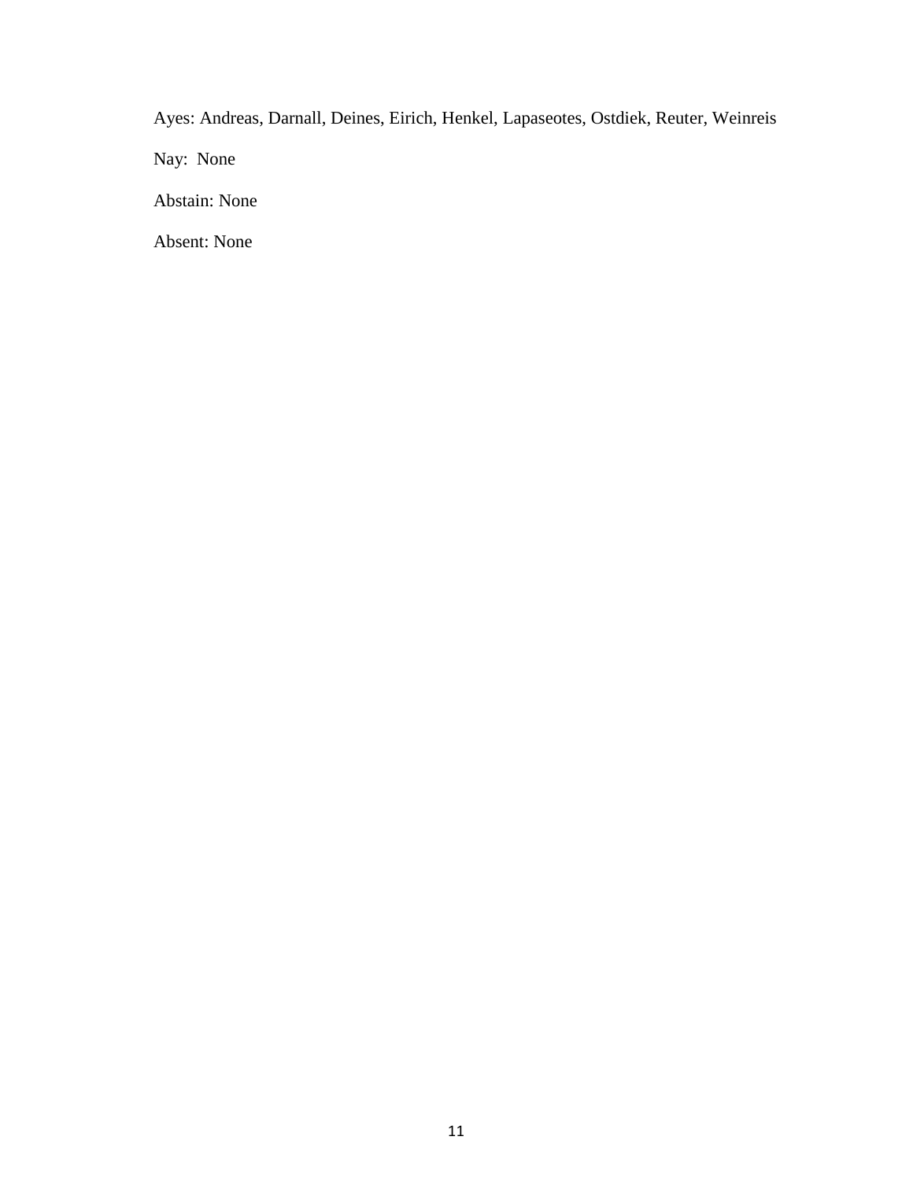Ayes: Andreas, Darnall, Deines, Eirich, Henkel, Lapaseotes, Ostdiek, Reuter, Weinreis

Nay: None

Abstain: None

Absent: None